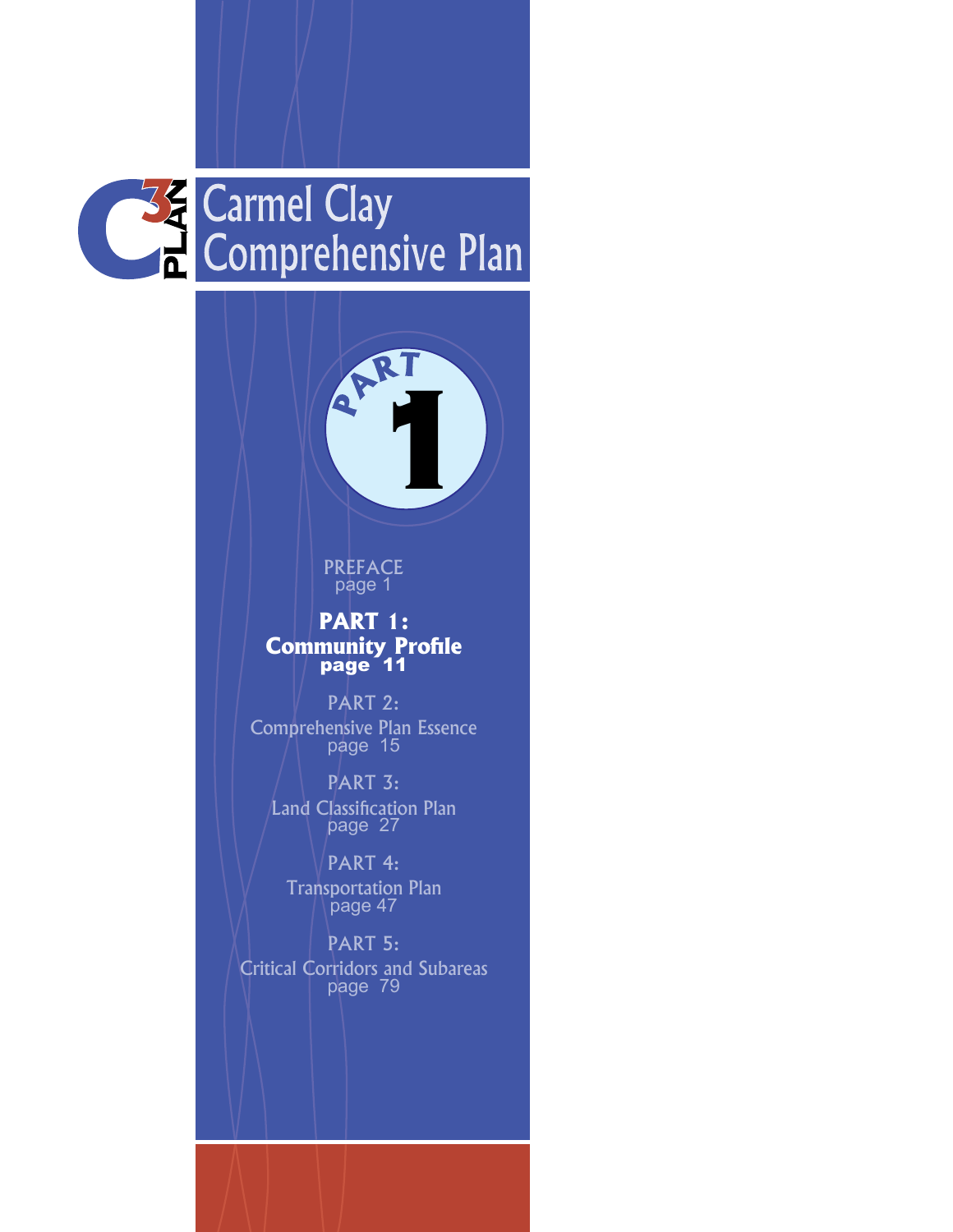# Carmel Clay Comprehensive Plan

C3 PLAN

PART 1

PREFACE
page 1

**PART 1:**
**Community Profile**
**page 11**

PART 2:
Comprehensive Plan Essence
page 15

PART 3:
Land Classification Plan
page 27

PART 4:
Transportation Plan
page 47

PART 5:
Critical Corridors and Subareas
page 79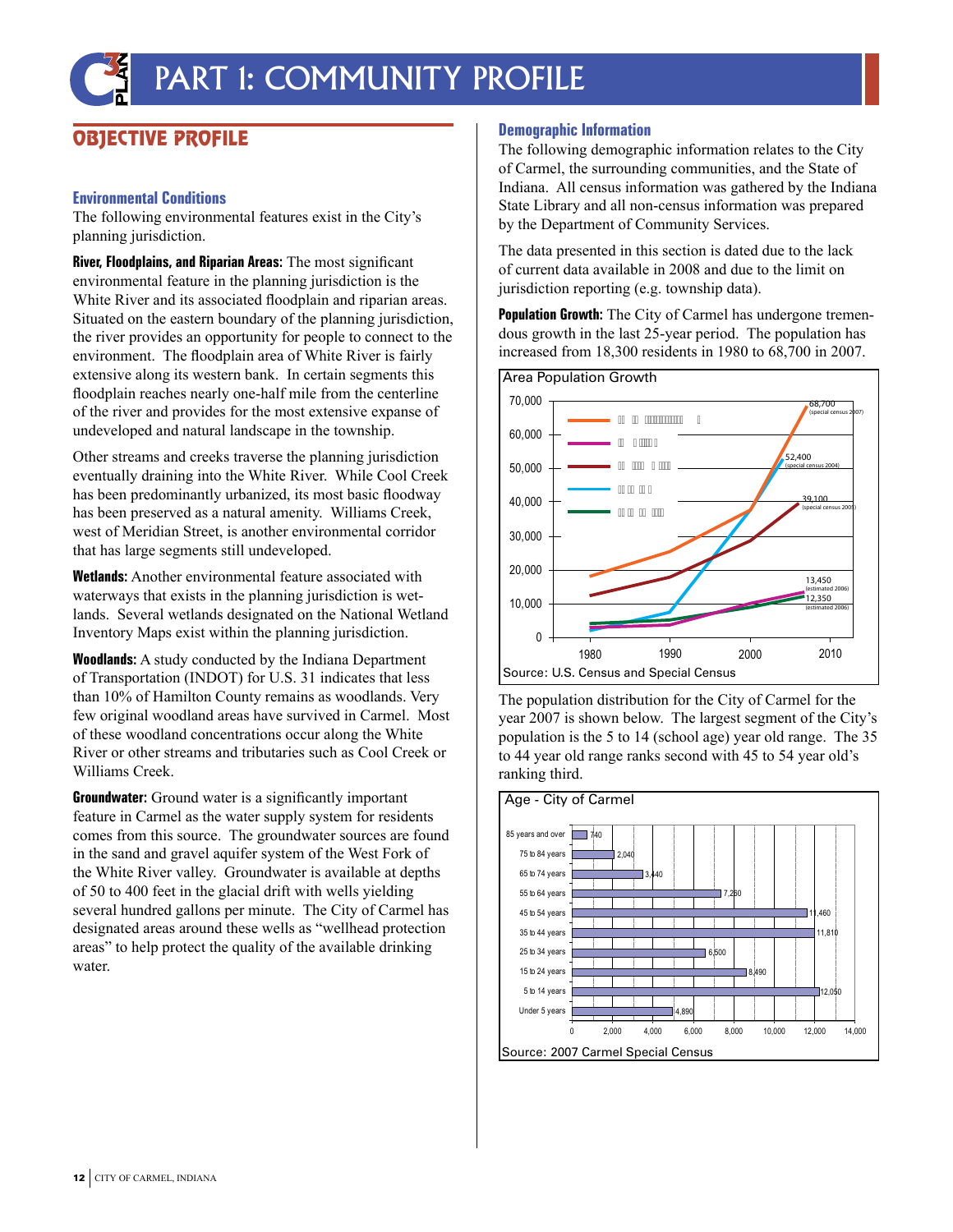# PART 1: COMMUNITY PROFILE

## OBJECTIVE PROFILE

### Environmental Conditions

The following environmental features exist in the City's planning jurisdiction.

**River, Floodplains, and Riparian Areas:** The most significant environmental feature in the planning jurisdiction is the White River and its associated floodplain and riparian areas. Situated on the eastern boundary of the planning jurisdiction, the river provides an opportunity for people to connect to the environment. The floodplain area of White River is fairly extensive along its western bank. In certain segments this floodplain reaches nearly one-half mile from the centerline of the river and provides for the most extensive expanse of undeveloped and natural landscape in the township.

Other streams and creeks traverse the planning jurisdiction eventually draining into the White River. While Cool Creek has been predominantly urbanized, its most basic floodway has been preserved as a natural amenity. Williams Creek, west of Meridian Street, is another environmental corridor that has large segments still undeveloped.

**Wetlands:** Another environmental feature associated with waterways that exists in the planning jurisdiction is wetlands. Several wetlands designated on the National Wetland Inventory Maps exist within the planning jurisdiction.

**Woodlands:** A study conducted by the Indiana Department of Transportation (INDOT) for U.S. 31 indicates that less than 10% of Hamilton County remains as woodlands. Very few original woodland areas have survived in Carmel. Most of these woodland concentrations occur along the White River or other streams and tributaries such as Cool Creek or Williams Creek.

**Groundwater:** Ground water is a significantly important feature in Carmel as the water supply system for residents comes from this source. The groundwater sources are found in the sand and gravel aquifer system of the West Fork of the White River valley. Groundwater is available at depths of 50 to 400 feet in the glacial drift with wells yielding several hundred gallons per minute. The City of Carmel has designated areas around these wells as "wellhead protection areas" to help protect the quality of the available drinking water.

### Demographic Information

The following demographic information relates to the City of Carmel, the surrounding communities, and the State of Indiana. All census information was gathered by the Indiana State Library and all non-census information was prepared by the Department of Community Services.

The data presented in this section is dated due to the lack of current data available in 2008 and due to the limit on jurisdiction reporting (e.g. township data).

**Population Growth:** The City of Carmel has undergone tremendous growth in the last 25-year period. The population has increased from 18,300 residents in 1980 to 68,700 in 2007.

**Area Population Growth**

Chart values: 68,700 (special census 2007); 52,400 (special census 2004); 39,100 (special census 2005); 13,450 (estimated 2006); 12,350 (estimated 2006). X-axis: 1980, 1990, 2000, 2010. Y-axis: 0 to 70,000.

Source: U.S. Census and Special Census

The population distribution for the City of Carmel for the year 2007 is shown below. The largest segment of the City's population is the 5 to 14 (school age) year old range. The 35 to 44 year old range ranks second with 45 to 54 year old's ranking third.

**Age - City of Carmel**

| Age | Population |
|---|---|
| 85 years and over | 740 |
| 75 to 84 years | 2,040 |
| 65 to 74 years | 3,440 |
| 55 to 64 years | 7,260 |
| 45 to 54 years | 11,460 |
| 35 to 44 years | 11,810 |
| 25 to 34 years | 6,500 |
| 15 to 24 years | 8,490 |
| 5 to 14 years | 12,050 |
| Under 5 years | 4,890 |

Source: 2007 Carmel Special Census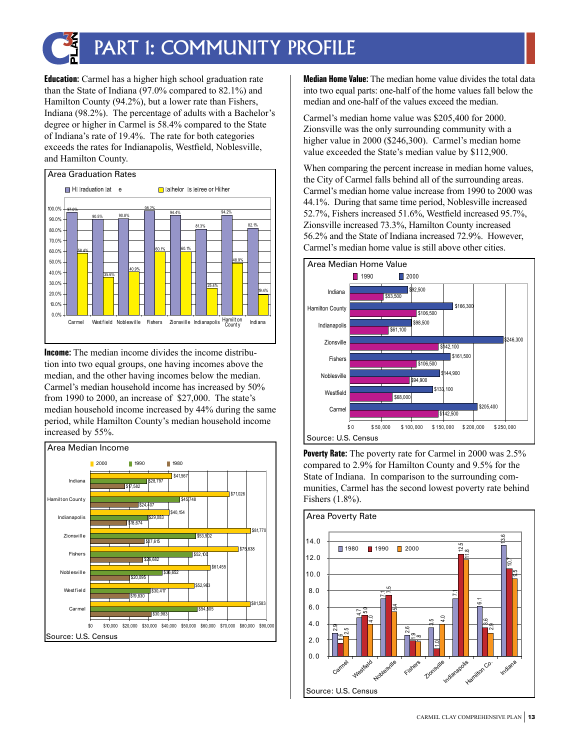# PART 1: COMMUNITY PROFILE

**Education:** Carmel has a higher high school graduation rate than the State of Indiana (97.0% compared to 82.1%) and Hamilton County (94.2%), but a lower rate than Fishers, Indiana (98.2%). The percentage of adults with a Bachelor's degree or higher in Carmel is 58.4% compared to the State of Indiana's rate of 19.4%. The rate for both categories exceeds the rates for Indianapolis, Westfield, Noblesville, and Hamilton County.

**Area Graduation Rates**

| | High Graduation Rate | Bachelor's Degree or Higher |
|---|---|---|
| Carmel | 97.0% | 58.4% |
| Westfield | 90.5% | 35.6% |
| Noblesville | 90.8% | 40.9% |
| Fishers | 98.2% | 60.1% |
| Zionsville | 94.4% | 60.1% |
| Indianapolis | 81.3% | 25.4% |
| Hamilton County | 94.2% | 48.9% |
| Indiana | 82.1% | 19.4% |

**Income:** The median income divides the income distribution into two equal groups, one having incomes above the median, and the other having incomes below the median. Carmel's median household income has increased by 50% from 1990 to 2000, an increase of $27,000. The state's median household income increased by 44% during the same period, while Hamilton County's median household income increased by 55%.

**Area Median Income**

| | 2000 | 1990 | 1980 |
|---|---|---|---|
| Indiana | $41,567 | $28,797 | $17,582 |
| Hamilton County | $71,026 | $45,748 | $24,407 |
| Indianapolis | $40,154 | $29,083 | $18,674 |
| Zionsville | $81,770 | $53,902 | $27,615 |
| Fishers | $75,638 | $52,100 | $26,682 |
| Noblesville | $61,455 | $36,652 | $20,095 |
| Westfield | $52,963 | $30,417 | $19,830 |
| Carmel | $81,583 | $54,505 | $30,983 |

Source: U.S. Census

**Median Home Value:** The median home value divides the total data into two equal parts: one-half of the home values fall below the median and one-half of the values exceed the median.

Carmel's median home value was $205,400 for 2000. Zionsville was the only surrounding community with a higher value in 2000 ($246,300). Carmel's median home value exceeded the State's median value by $112,900.

When comparing the percent increase in median home values, the City of Carmel falls behind all of the surrounding areas. Carmel's median home value increase from 1990 to 2000 was 44.1%. During that same time period, Noblesville increased 52.7%, Fishers increased 51.6%, Westfield increased 95.7%, Zionsville increased 73.3%, Hamilton County increased 56.2% and the State of Indiana increased 72.9%. However, Carmel's median home value is still above other cities.

**Area Median Home Value**

| | 1990 | 2000 |
|---|---|---|
| Indiana | $53,500 | $92,500 |
| Hamilton County | $106,500 | $166,300 |
| Indianapolis | $61,100 | $98,500 |
| Zionsville | $142,100 | $246,300 |
| Fishers | $106,500 | $161,500 |
| Noblesville | $94,900 | $144,900 |
| Westfield | $68,000 | $133,100 |
| Carmel | $142,500 | $205,400 |

Source: U.S. Census

**Poverty Rate:** The poverty rate for Carmel in 2000 was 2.5% compared to 2.9% for Hamilton County and 9.5% for the State of Indiana. In comparison to the surrounding communities, Carmel has the second lowest poverty rate behind Fishers (1.8%).

**Area Poverty Rate**

| | 1980 | 1990 | 2000 |
|---|---|---|---|
| Carmel | 2.9 | 1.6 | 2.5 |
| Westfield | 4.7 | 5.0 | 4.0 |
| Noblesville | 7.1 | 7.5 | 5.4 |
| Fishers | 2.6 | 1.9 | 1.8 |
| Zionsville | 3.5 | 1.0 | 4.0 |
| Indianapolis | 7.1 | 12.5 | 11.8 |
| Hamilton Co. | 6.1 | 3.6 | 2.9 |
| Indiana | 13.6 | 10.7 | 9.5 |

Source: U.S. Census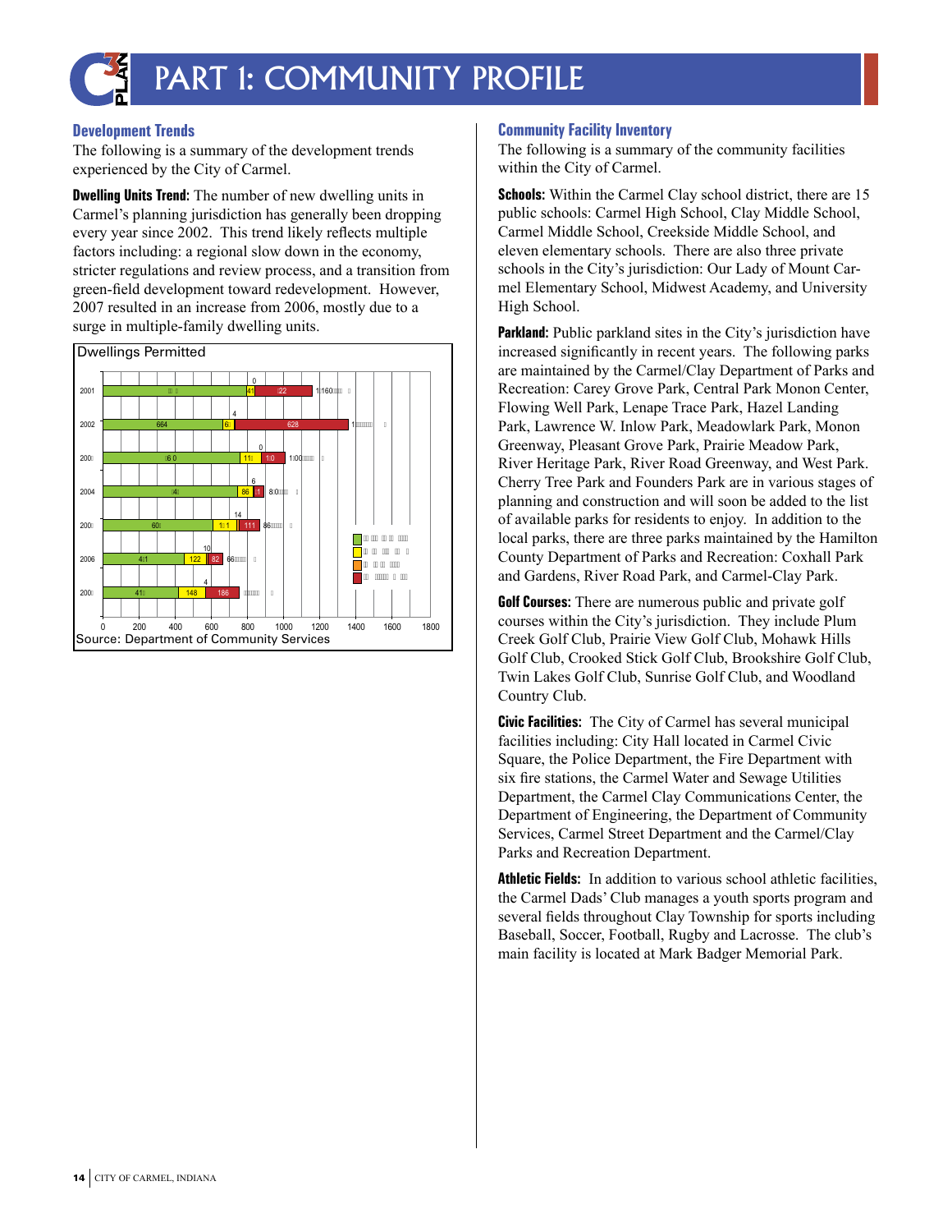# PART 1: COMMUNITY PROFILE

### Development Trends

The following is a summary of the development trends experienced by the City of Carmel.

**Dwelling Units Trend:** The number of new dwelling units in Carmel's planning jurisdiction has generally been dropping every year since 2002. This trend likely reflects multiple factors including: a regional slow down in the economy, stricter regulations and review process, and a transition from green-field development toward redevelopment. However, 2007 resulted in an increase from 2006, mostly due to a surge in multiple-family dwelling units.

Dwellings Permitted

2001
2002
2004
2006

664
628
86
122
82
148
186
111
41

0
4
6
14
10

0 200 400 600 800 1000 1200 1400 1600 1800

Source: Department of Community Services

### Community Facility Inventory

The following is a summary of the community facilities within the City of Carmel.

**Schools:** Within the Carmel Clay school district, there are 15 public schools: Carmel High School, Clay Middle School, Carmel Middle School, Creekside Middle School, and eleven elementary schools. There are also three private schools in the City's jurisdiction: Our Lady of Mount Carmel Elementary School, Midwest Academy, and University High School.

**Parkland:** Public parkland sites in the City's jurisdiction have increased significantly in recent years. The following parks are maintained by the Carmel/Clay Department of Parks and Recreation: Carey Grove Park, Central Park Monon Center, Flowing Well Park, Lenape Trace Park, Hazel Landing Park, Lawrence W. Inlow Park, Meadowlark Park, Monon Greenway, Pleasant Grove Park, Prairie Meadow Park, River Heritage Park, River Road Greenway, and West Park. Cherry Tree Park and Founders Park are in various stages of planning and construction and will soon be added to the list of available parks for residents to enjoy. In addition to the local parks, there are three parks maintained by the Hamilton County Department of Parks and Recreation: Coxhall Park and Gardens, River Road Park, and Carmel-Clay Park.

**Golf Courses:** There are numerous public and private golf courses within the City's jurisdiction. They include Plum Creek Golf Club, Prairie View Golf Club, Mohawk Hills Golf Club, Crooked Stick Golf Club, Brookshire Golf Club, Twin Lakes Golf Club, Sunrise Golf Club, and Woodland Country Club.

**Civic Facilities:** The City of Carmel has several municipal facilities including: City Hall located in Carmel Civic Square, the Police Department, the Fire Department with six fire stations, the Carmel Water and Sewage Utilities Department, the Carmel Clay Communications Center, the Department of Engineering, the Department of Community Services, Carmel Street Department and the Carmel/Clay Parks and Recreation Department.

**Athletic Fields:** In addition to various school athletic facilities, the Carmel Dads' Club manages a youth sports program and several fields throughout Clay Township for sports including Baseball, Soccer, Football, Rugby and Lacrosse. The club's main facility is located at Mark Badger Memorial Park.